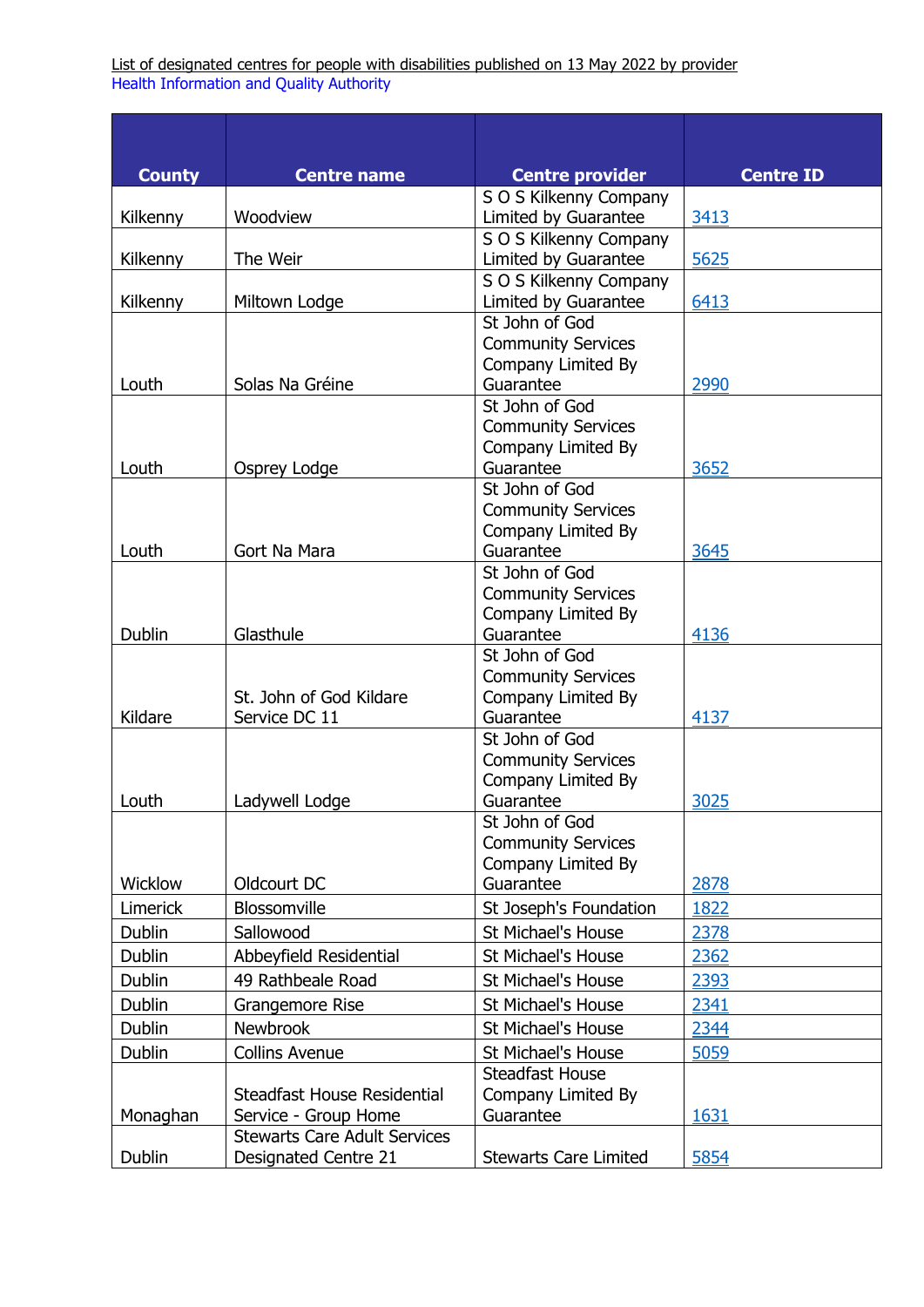List of designated centres for people with disabilities published on 13 May 2022 by provider
Health Information and Quality Authority

| County | Centre name | Centre provider | Centre ID |
|---|---|---|---|
| Kilkenny | Woodview | S O S Kilkenny Company Limited by Guarantee | 3413 |
| Kilkenny | The Weir | S O S Kilkenny Company Limited by Guarantee | 5625 |
| Kilkenny | Miltown Lodge | S O S Kilkenny Company Limited by Guarantee | 6413 |
| Louth | Solas Na Gréine | St John of God Community Services Company Limited By Guarantee | 2990 |
| Louth | Osprey Lodge | St John of God Community Services Company Limited By Guarantee | 3652 |
| Louth | Gort Na Mara | St John of God Community Services Company Limited By Guarantee | 3645 |
| Dublin | Glasthule | St John of God Community Services Company Limited By Guarantee | 4136 |
| Kildare | St. John of God Kildare Service DC 11 | St John of God Community Services Company Limited By Guarantee | 4137 |
| Louth | Ladywell Lodge | St John of God Community Services Company Limited By Guarantee | 3025 |
| Wicklow | Oldcourt DC | St John of God Community Services Company Limited By Guarantee | 2878 |
| Limerick | Blossomville | St Joseph's Foundation | 1822 |
| Dublin | Sallowood | St Michael's House | 2378 |
| Dublin | Abbeyfield Residential | St Michael's House | 2362 |
| Dublin | 49 Rathbeale Road | St Michael's House | 2393 |
| Dublin | Grangemore Rise | St Michael's House | 2341 |
| Dublin | Newbrook | St Michael's House | 2344 |
| Dublin | Collins Avenue | St Michael's House | 5059 |
| Monaghan | Steadfast House Residential Service - Group Home | Steadfast House Company Limited By Guarantee | 1631 |
| Dublin | Stewarts Care Adult Services Designated Centre 21 | Stewarts Care Limited | 5854 |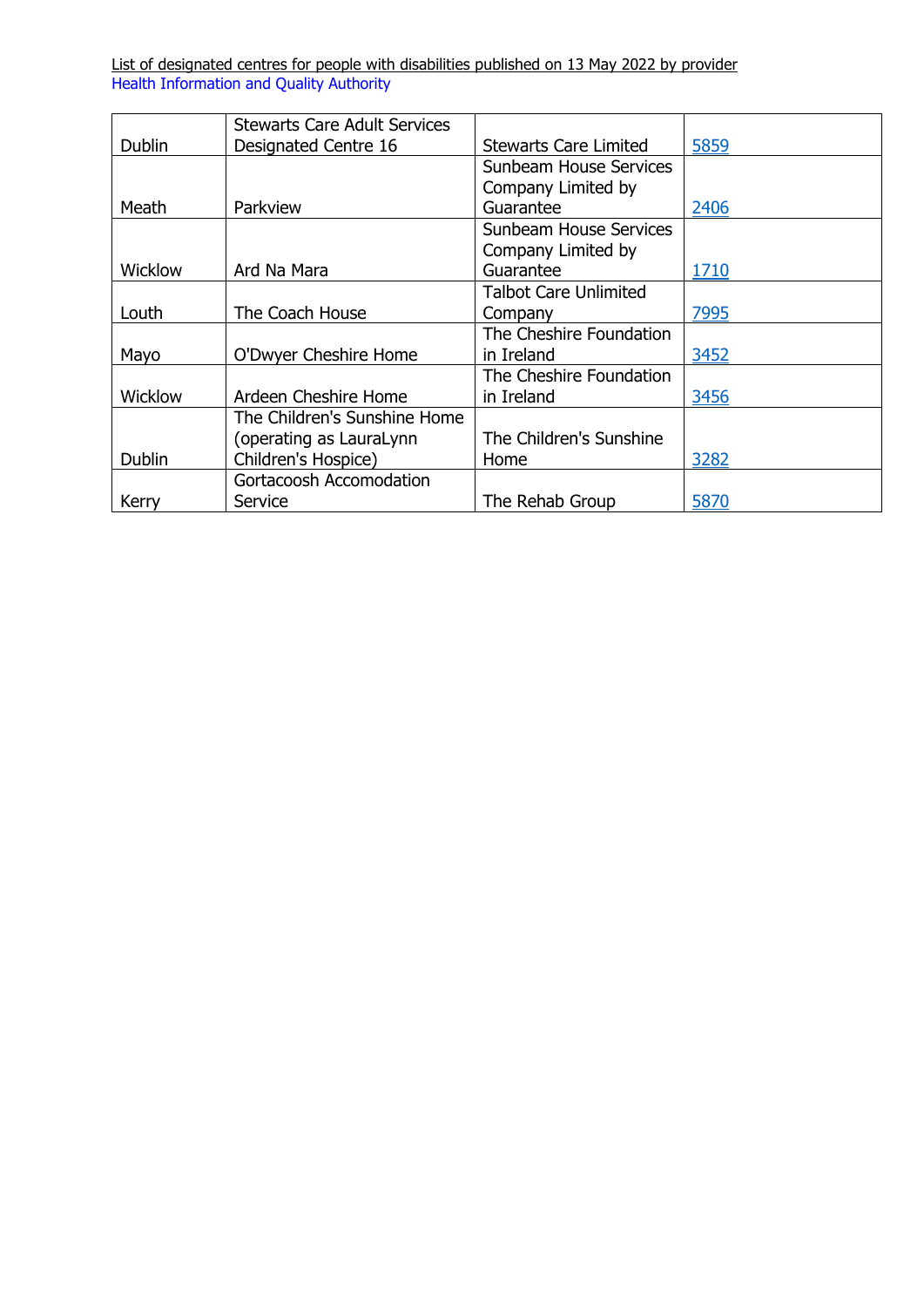List of designated centres for people with disabilities published on 13 May 2022 by provider
Health Information and Quality Authority

| | | | |
|---|---|---|---|
| Dublin | Stewarts Care Adult Services Designated Centre 16 | Stewarts Care Limited | 5859 |
| Meath | Parkview | Sunbeam House Services Company Limited by Guarantee | 2406 |
| Wicklow | Ard Na Mara | Sunbeam House Services Company Limited by Guarantee | 1710 |
| Louth | The Coach House | Talbot Care Unlimited Company | 7995 |
| Mayo | O'Dwyer Cheshire Home | The Cheshire Foundation in Ireland | 3452 |
| Wicklow | Ardeen Cheshire Home | The Cheshire Foundation in Ireland | 3456 |
| Dublin | The Children's Sunshine Home (operating as LauraLynn Children's Hospice) | The Children's Sunshine Home | 3282 |
| Kerry | Gortacoosh Accomodation Service | The Rehab Group | 5870 |